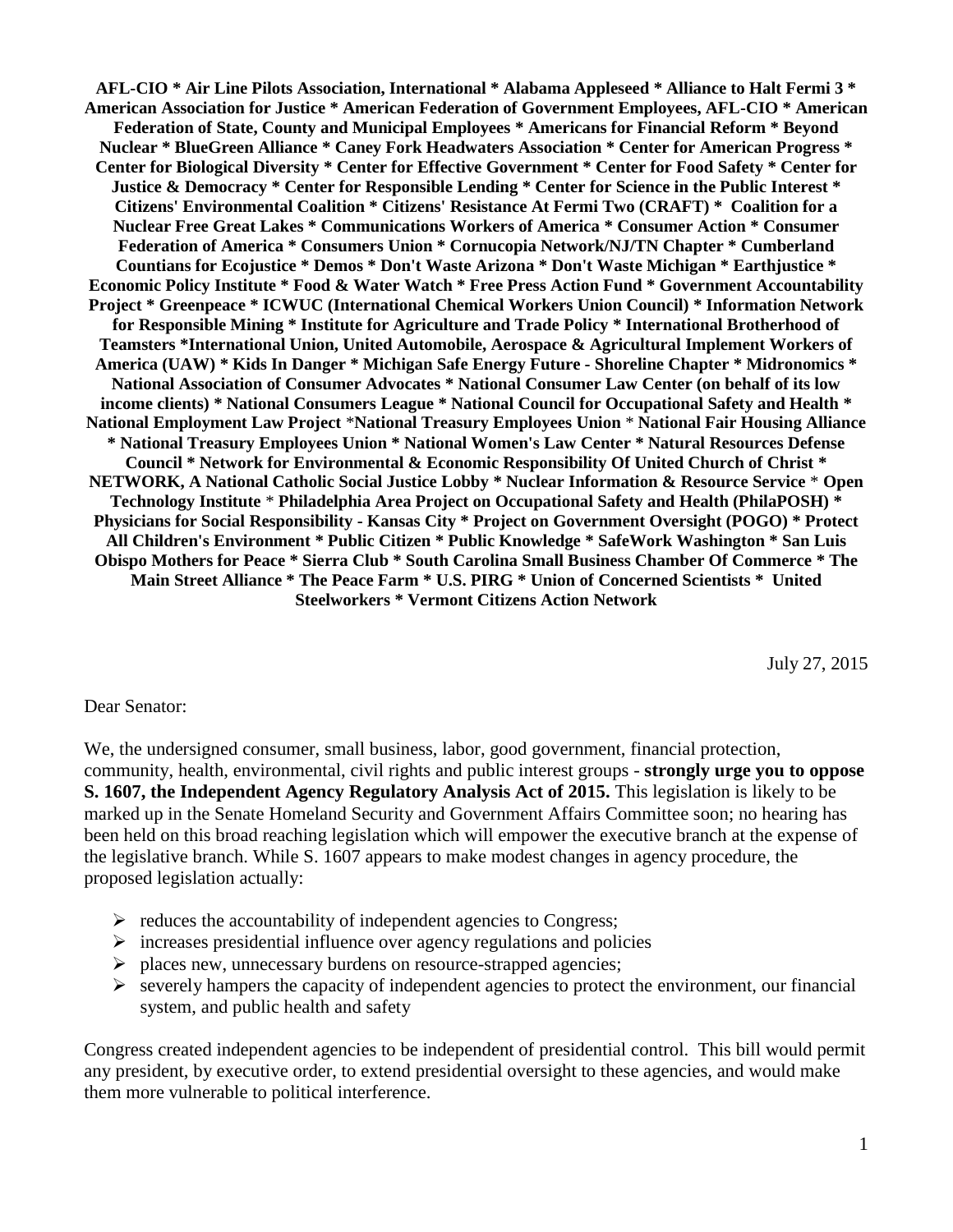**AFL-CIO * Air Line Pilots Association, International * Alabama Appleseed * Alliance to Halt Fermi 3 * American Association for Justice * American Federation of Government Employees, AFL-CIO * American Federation of State, County and Municipal Employees * Americans for Financial Reform * Beyond Nuclear * BlueGreen Alliance * Caney Fork Headwaters Association * Center for American Progress * Center for Biological Diversity * Center for Effective Government * Center for Food Safety * Center for Justice & Democracy * Center for Responsible Lending * Center for Science in the Public Interest * Citizens' Environmental Coalition * Citizens' Resistance At Fermi Two (CRAFT) * Coalition for a Nuclear Free Great Lakes * Communications Workers of America * Consumer Action * Consumer Federation of America * Consumers Union * Cornucopia Network/NJ/TN Chapter * Cumberland Countians for Ecojustice * Demos * Don't Waste Arizona * Don't Waste Michigan * Earthjustice * Economic Policy Institute * Food & Water Watch * Free Press Action Fund * Government Accountability Project * Greenpeace * ICWUC (International Chemical Workers Union Council) * Information Network for Responsible Mining * Institute for Agriculture and Trade Policy * International Brotherhood of Teamsters *International Union, United Automobile, Aerospace & Agricultural Implement Workers of America (UAW) * Kids In Danger * Michigan Safe Energy Future - Shoreline Chapter * Midronomics * National Association of Consumer Advocates * National Consumer Law Center (on behalf of its low income clients) * National Consumers League * National Council for Occupational Safety and Health * National Employment Law Project *National Treasury Employees Union * National Fair Housing Alliance * National Treasury Employees Union * National Women's Law Center * Natural Resources Defense Council * Network for Environmental & Economic Responsibility Of United Church of Christ * NETWORK, A National Catholic Social Justice Lobby * Nuclear Information & Resource Service * Open Technology Institute * Philadelphia Area Project on Occupational Safety and Health (PhilaPOSH) * Physicians for Social Responsibility - Kansas City * Project on Government Oversight (POGO) * Protect All Children's Environment * Public Citizen * Public Knowledge * SafeWork Washington * San Luis Obispo Mothers for Peace * Sierra Club * South Carolina Small Business Chamber Of Commerce * The Main Street Alliance * The Peace Farm * U.S. PIRG * Union of Concerned Scientists * United Steelworkers * Vermont Citizens Action Network**

July 27, 2015

Dear Senator:

We, the undersigned consumer, small business, labor, good government, financial protection, community, health, environmental, civil rights and public interest groups - **strongly urge you to oppose S. 1607, the Independent Agency Regulatory Analysis Act of 2015.** This legislation is likely to be marked up in the Senate Homeland Security and Government Affairs Committee soon; no hearing has been held on this broad reaching legislation which will empower the executive branch at the expense of the legislative branch. While S. 1607 appears to make modest changes in agency procedure, the proposed legislation actually:

- reduces the accountability of independent agencies to Congress;
- increases presidential influence over agency regulations and policies
- places new, unnecessary burdens on resource-strapped agencies;
- severely hampers the capacity of independent agencies to protect the environment, our financial system, and public health and safety

Congress created independent agencies to be independent of presidential control. This bill would permit any president, by executive order, to extend presidential oversight to these agencies, and would make them more vulnerable to political interference.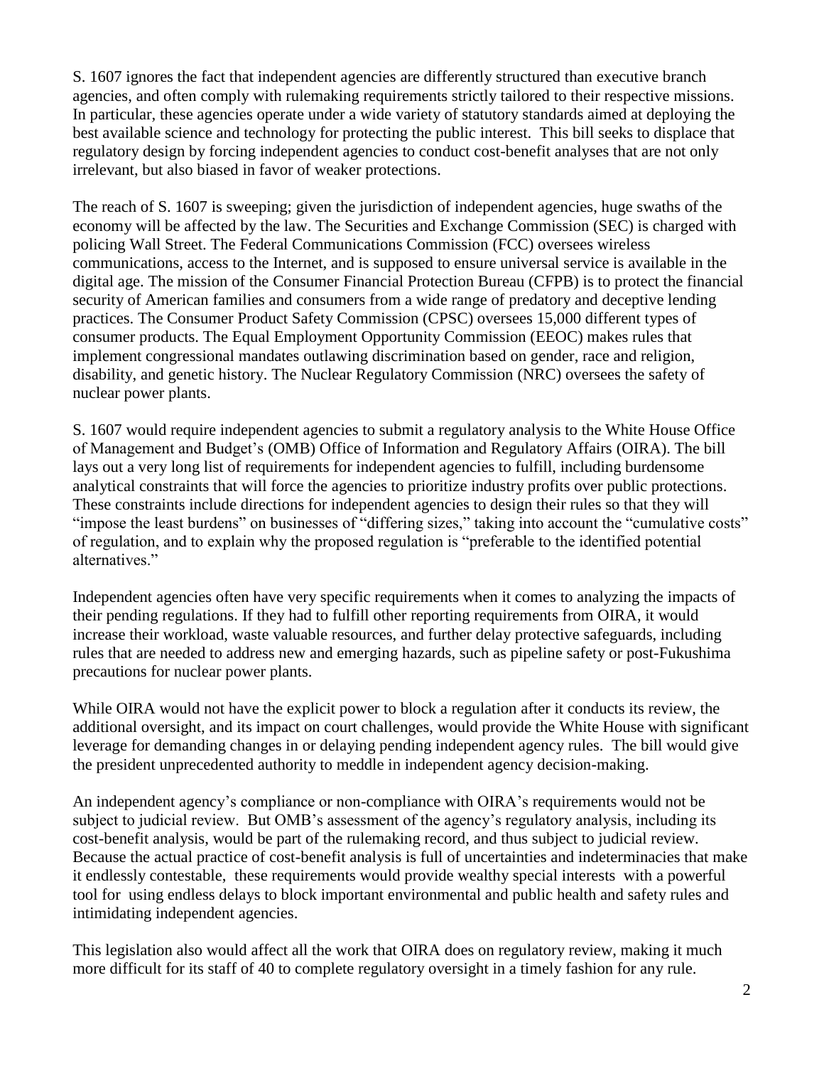S. 1607 ignores the fact that independent agencies are differently structured than executive branch agencies, and often comply with rulemaking requirements strictly tailored to their respective missions. In particular, these agencies operate under a wide variety of statutory standards aimed at deploying the best available science and technology for protecting the public interest. This bill seeks to displace that regulatory design by forcing independent agencies to conduct cost-benefit analyses that are not only irrelevant, but also biased in favor of weaker protections.

The reach of S. 1607 is sweeping; given the jurisdiction of independent agencies, huge swaths of the economy will be affected by the law. The Securities and Exchange Commission (SEC) is charged with policing Wall Street. The Federal Communications Commission (FCC) oversees wireless communications, access to the Internet, and is supposed to ensure universal service is available in the digital age. The mission of the Consumer Financial Protection Bureau (CFPB) is to protect the financial security of American families and consumers from a wide range of predatory and deceptive lending practices. The Consumer Product Safety Commission (CPSC) oversees 15,000 different types of consumer products. The Equal Employment Opportunity Commission (EEOC) makes rules that implement congressional mandates outlawing discrimination based on gender, race and religion, disability, and genetic history. The Nuclear Regulatory Commission (NRC) oversees the safety of nuclear power plants.

S. 1607 would require independent agencies to submit a regulatory analysis to the White House Office of Management and Budget's (OMB) Office of Information and Regulatory Affairs (OIRA). The bill lays out a very long list of requirements for independent agencies to fulfill, including burdensome analytical constraints that will force the agencies to prioritize industry profits over public protections. These constraints include directions for independent agencies to design their rules so that they will "impose the least burdens" on businesses of "differing sizes," taking into account the "cumulative costs" of regulation, and to explain why the proposed regulation is "preferable to the identified potential alternatives."

Independent agencies often have very specific requirements when it comes to analyzing the impacts of their pending regulations. If they had to fulfill other reporting requirements from OIRA, it would increase their workload, waste valuable resources, and further delay protective safeguards, including rules that are needed to address new and emerging hazards, such as pipeline safety or post-Fukushima precautions for nuclear power plants.

While OIRA would not have the explicit power to block a regulation after it conducts its review, the additional oversight, and its impact on court challenges, would provide the White House with significant leverage for demanding changes in or delaying pending independent agency rules. The bill would give the president unprecedented authority to meddle in independent agency decision-making.

An independent agency's compliance or non-compliance with OIRA's requirements would not be subject to judicial review. But OMB's assessment of the agency's regulatory analysis, including its cost-benefit analysis, would be part of the rulemaking record, and thus subject to judicial review. Because the actual practice of cost-benefit analysis is full of uncertainties and indeterminacies that make it endlessly contestable, these requirements would provide wealthy special interests with a powerful tool for using endless delays to block important environmental and public health and safety rules and intimidating independent agencies.

This legislation also would affect all the work that OIRA does on regulatory review, making it much more difficult for its staff of 40 to complete regulatory oversight in a timely fashion for any rule.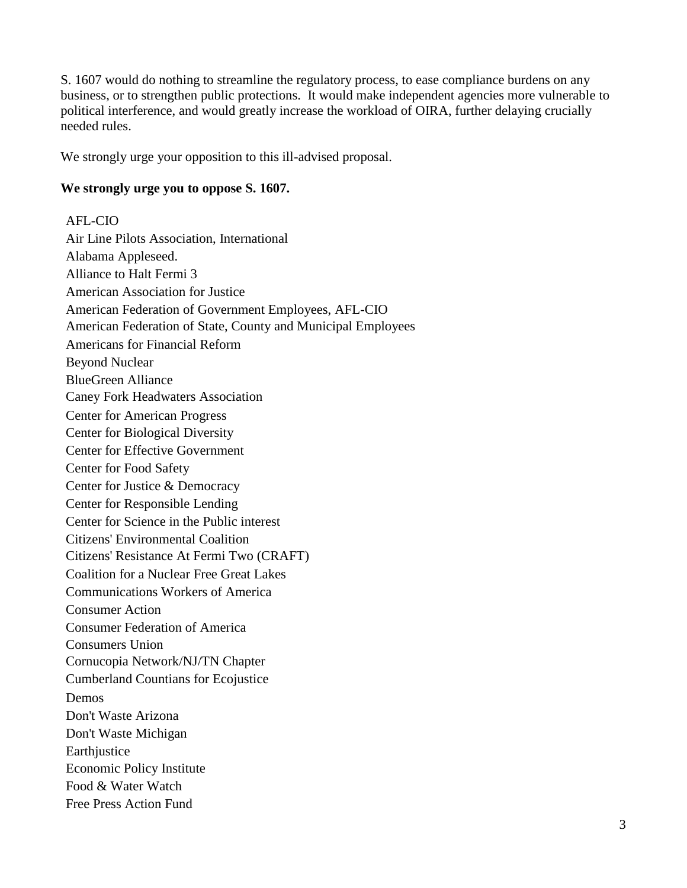S. 1607 would do nothing to streamline the regulatory process, to ease compliance burdens on any business, or to strengthen public protections. It would make independent agencies more vulnerable to political interference, and would greatly increase the workload of OIRA, further delaying crucially needed rules.

We strongly urge your opposition to this ill-advised proposal.

**We strongly urge you to oppose S. 1607.**

AFL-CIO
Air Line Pilots Association, International
Alabama Appleseed.
Alliance to Halt Fermi 3
American Association for Justice
American Federation of Government Employees, AFL-CIO
American Federation of State, County and Municipal Employees
Americans for Financial Reform
Beyond Nuclear
BlueGreen Alliance
Caney Fork Headwaters Association
Center for American Progress
Center for Biological Diversity
Center for Effective Government
Center for Food Safety
Center for Justice & Democracy
Center for Responsible Lending
Center for Science in the Public interest
Citizens' Environmental Coalition
Citizens' Resistance At Fermi Two (CRAFT)
Coalition for a Nuclear Free Great Lakes
Communications Workers of America
Consumer Action
Consumer Federation of America
Consumers Union
Cornucopia Network/NJ/TN Chapter
Cumberland Countians for Ecojustice
Demos
Don't Waste Arizona
Don't Waste Michigan
Earthjustice
Economic Policy Institute
Food & Water Watch
Free Press Action Fund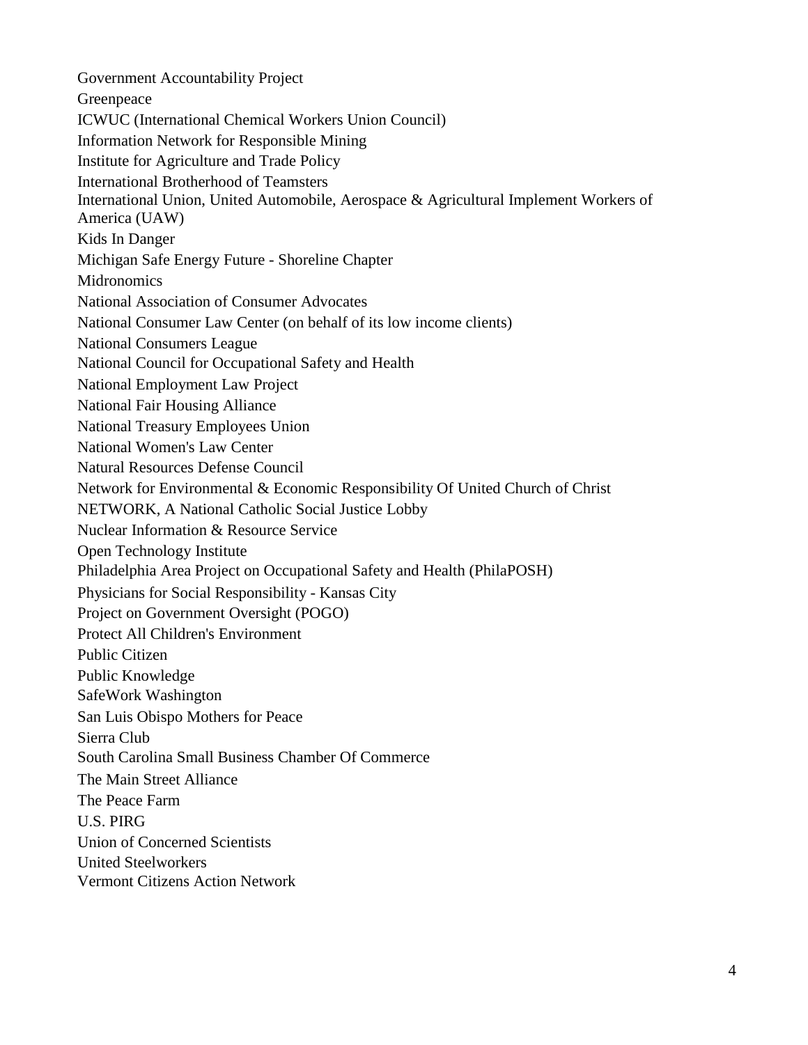Government Accountability Project
Greenpeace
ICWUC (International Chemical Workers Union Council)
Information Network for Responsible Mining
Institute for Agriculture and Trade Policy
International Brotherhood of Teamsters
International Union, United Automobile, Aerospace & Agricultural Implement Workers of America (UAW)
Kids In Danger
Michigan Safe Energy Future - Shoreline Chapter
Midronomics
National Association of Consumer Advocates
National Consumer Law Center (on behalf of its low income clients)
National Consumers League
National Council for Occupational Safety and Health
National Employment Law Project
National Fair Housing Alliance
National Treasury Employees Union
National Women's Law Center
Natural Resources Defense Council
Network for Environmental & Economic Responsibility Of United Church of Christ
NETWORK, A National Catholic Social Justice Lobby
Nuclear Information & Resource Service
Open Technology Institute
Philadelphia Area Project on Occupational Safety and Health (PhilaPOSH)
Physicians for Social Responsibility - Kansas City
Project on Government Oversight (POGO)
Protect All Children's Environment
Public Citizen
Public Knowledge
SafeWork Washington
San Luis Obispo Mothers for Peace
Sierra Club
South Carolina Small Business Chamber Of Commerce
The Main Street Alliance
The Peace Farm
U.S. PIRG
Union of Concerned Scientists
United Steelworkers
Vermont Citizens Action Network